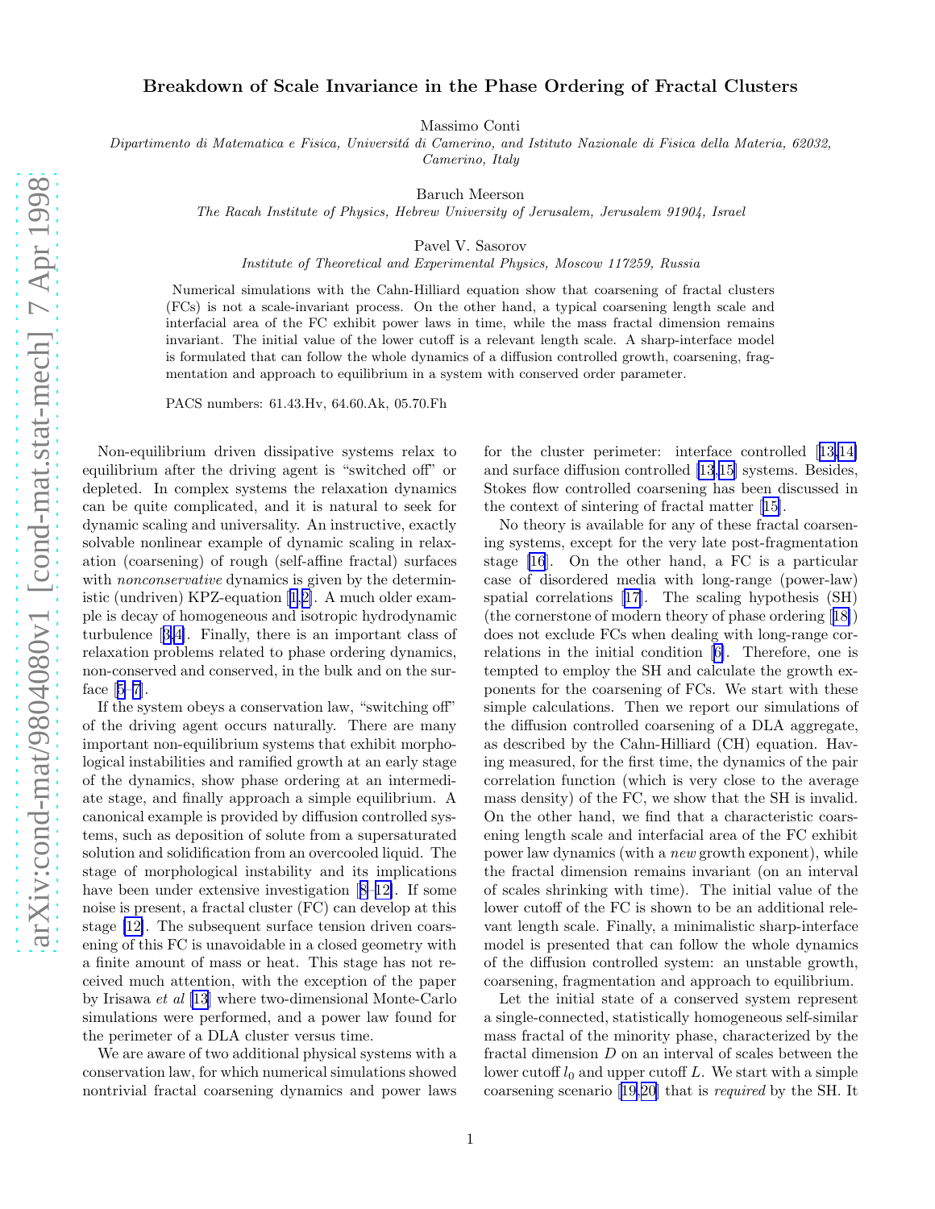# Breakdown of Scale Invariance in the Phase Ordering of Fractal Clusters

Massimo Conti

*Dipartimento di Matematica e Fisica, Universitá di Camerino, and Istituto Nazionale di Fisica della Materia, 62032, Camerino, Italy*

Baruch Meerson

*The Racah Institute of Physics, Hebrew University of Jerusalem, Jerusalem 91904, Israel*

Pavel V. Sasorov

*Institute of Theoretical and Experimental Physics, Moscow 117259, Russia*

Numerical simulations with the Cahn-Hilliard equation show that coarsening of fractal clusters (FCs) is not a scale-invariant process. On the other hand, a typical coarsening length scale and interfacial area of the FC exhibit power laws in time, while the mass fractal dimension remains invariant. The initial value of the lower cutoff is a relevant length scale. A sharp-interface model is formulated that can follow the whole dynamics of a diffusion controlled growth, coarsening, fragmentation and approach to equilibrium in a system with conserved order parameter.

PACS numbers: 61.43.Hv, 64.60.Ak, 05.70.Fh

Non-equilibrium driven dissipative systems relax to equilibrium after the driving agent is "switched off" or depleted. In complex systems the relaxation dynamics can be quite complicated, and it is natural to seek for dynamic scaling and universality. An instructive, exactly solvable nonlinear example of dynamic scaling in relaxation (coarsening) of rough (self-affine fractal) surfaces with *nonconservative* dynamics is given by the deterministic (undriven) KPZ-equation [1,2]. A much older example is decay of homogeneous and isotropic hydrodynamic turbulence [3,4]. Finally, there is an important class of relaxation problems related to phase ordering dynamics, non-conserved and conserved, in the bulk and on the surface [5–7].

If the system obeys a conservation law, "switching off" of the driving agent occurs naturally. There are many important non-equilibrium systems that exhibit morphological instabilities and ramified growth at an early stage of the dynamics, show phase ordering at an intermediate stage, and finally approach a simple equilibrium. A canonical example is provided by diffusion controlled systems, such as deposition of solute from a supersaturated solution and solidification from an overcooled liquid. The stage of morphological instability and its implications have been under extensive investigation [8–12]. If some noise is present, a fractal cluster (FC) can develop at this stage [12]. The subsequent surface tension driven coarsening of this FC is unavoidable in a closed geometry with a finite amount of mass or heat. This stage has not received much attention, with the exception of the paper by Irisawa *et al* [13] where two-dimensional Monte-Carlo simulations were performed, and a power law found for the perimeter of a DLA cluster versus time.

We are aware of two additional physical systems with a conservation law, for which numerical simulations showed nontrivial fractal coarsening dynamics and power laws for the cluster perimeter: interface controlled [13,14] and surface diffusion controlled [13,15] systems. Besides, Stokes flow controlled coarsening has been discussed in the context of sintering of fractal matter [15].

No theory is available for any of these fractal coarsening systems, except for the very late post-fragmentation stage [16]. On the other hand, a FC is a particular case of disordered media with long-range (power-law) spatial correlations [17]. The scaling hypothesis (SH) (the cornerstone of modern theory of phase ordering [18]) does not exclude FCs when dealing with long-range correlations in the initial condition [6]. Therefore, one is tempted to employ the SH and calculate the growth exponents for the coarsening of FCs. We start with these simple calculations. Then we report our simulations of the diffusion controlled coarsening of a DLA aggregate, as described by the Cahn-Hilliard (CH) equation. Having measured, for the first time, the dynamics of the pair correlation function (which is very close to the average mass density) of the FC, we show that the SH is invalid. On the other hand, we find that a characteristic coarsening length scale and interfacial area of the FC exhibit power law dynamics (with a *new* growth exponent), while the fractal dimension remains invariant (on an interval of scales shrinking with time). The initial value of the lower cutoff of the FC is shown to be an additional relevant length scale. Finally, a minimalistic sharp-interface model is presented that can follow the whole dynamics of the diffusion controlled system: an unstable growth, coarsening, fragmentation and approach to equilibrium.

Let the initial state of a conserved system represent a single-connected, statistically homogeneous self-similar mass fractal of the minority phase, characterized by the fractal dimension $D$ on an interval of scales between the lower cutoff $l_0$ and upper cutoff $L$. We start with a simple coarsening scenario [19,20] that is *required* by the SH. It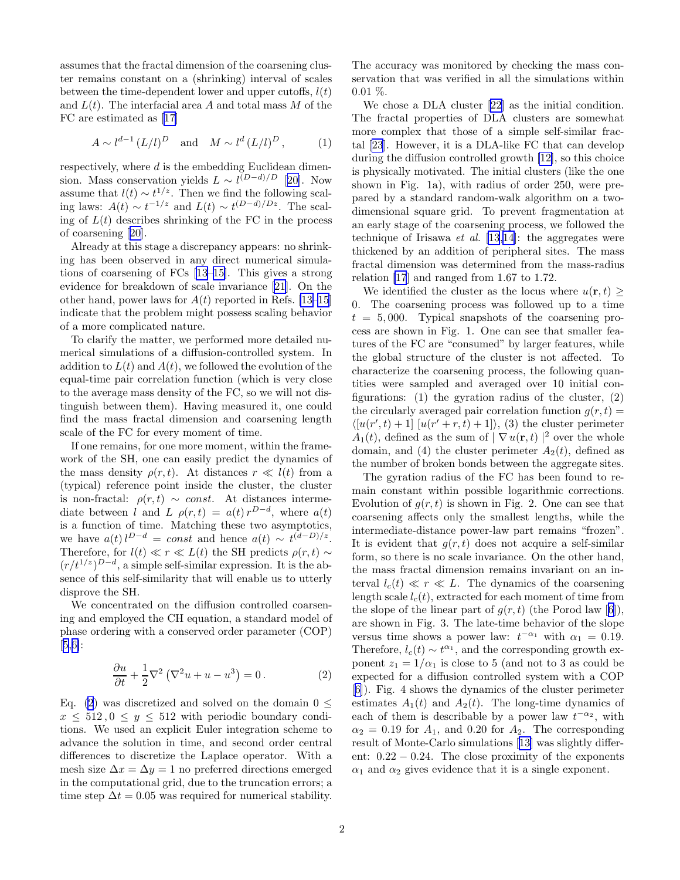assumes that the fractal dimension of the coarsening cluster remains constant on a (shrinking) interval of scales between the time-dependent lower and upper cutoffs, $l(t)$ and $L(t)$. The interfacial area $A$ and total mass $M$ of the FC are estimated as [17]

$$A \sim l^{d-1} \, (L/l)^D \quad \text{and} \quad M \sim l^d \, (L/l)^D \,, \tag{1}$$

respectively, where $d$ is the embedding Euclidean dimension. Mass conservation yields $L \sim l^{(D-d)/D}$ [20]. Now assume that $l(t) \sim t^{1/z}$. Then we find the following scaling laws: $A(t) \sim t^{-1/z}$ and $L(t) \sim t^{(D-d)/Dz}$. The scaling of $L(t)$ describes shrinking of the FC in the process of coarsening [20].

Already at this stage a discrepancy appears: no shrinking has been observed in any direct numerical simulations of coarsening of FCs [13–15]. This gives a strong evidence for breakdown of scale invariance [21]. On the other hand, power laws for $A(t)$ reported in Refs. [13–15] indicate that the problem might possess scaling behavior of a more complicated nature.

To clarify the matter, we performed more detailed numerical simulations of a diffusion-controlled system. In addition to $L(t)$ and $A(t)$, we followed the evolution of the equal-time pair correlation function (which is very close to the average mass density of the FC, so we will not distinguish between them). Having measured it, one could find the mass fractal dimension and coarsening length scale of the FC for every moment of time.

If one remains, for one more moment, within the framework of the SH, one can easily predict the dynamics of the mass density $\rho(r,t)$. At distances $r \ll l(t)$ from a (typical) reference point inside the cluster, the cluster is non-fractal: $\rho(r,t) \sim const.$ At distances intermediate between $l$ and $L$ $\rho(r,t) = a(t)\, r^{D-d}$, where $a(t)$ is a function of time. Matching these two asymptotics, we have $a(t)\, l^{D-d} = const$ and hence $a(t) \sim t^{(d-D)/z}$. Therefore, for $l(t) \ll r \ll L(t)$ the SH predicts $\rho(r,t) \sim (r/t^{1/z})^{D-d}$, a simple self-similar expression. It is the absence of this self-similarity that will enable us to utterly disprove the SH.

We concentrated on the diffusion controlled coarsening and employed the CH equation, a standard model of phase ordering with a conserved order parameter (COP) [5,6]:

$$\frac{\partial u}{\partial t} + \frac{1}{2} \nabla^2 \left( \nabla^2 u + u - u^3 \right) = 0 \,. \tag{2}$$

Eq. (2) was discretized and solved on the domain $0 \leq x \leq 512 \,, 0 \leq y \leq 512$ with periodic boundary conditions. We used an explicit Euler integration scheme to advance the solution in time, and second order central differences to discretize the Laplace operator. With a mesh size $\Delta x = \Delta y = 1$ no preferred directions emerged in the computational grid, due to the truncation errors; a time step $\Delta t = 0.05$ was required for numerical stability. The accuracy was monitored by checking the mass conservation that was verified in all the simulations within 0.01 %.

We chose a DLA cluster [22] as the initial condition. The fractal properties of DLA clusters are somewhat more complex that those of a simple self-similar fractal [23]. However, it is a DLA-like FC that can develop during the diffusion controlled growth [12], so this choice is physically motivated. The initial clusters (like the one shown in Fig. 1a), with radius of order 250, were prepared by a standard random-walk algorithm on a two-dimensional square grid. To prevent fragmentation at an early stage of the coarsening process, we followed the technique of Irisawa *et al.* [13,14]: the aggregates were thickened by an addition of peripheral sites. The mass fractal dimension was determined from the mass-radius relation [17] and ranged from 1.67 to 1.72.

We identified the cluster as the locus where $u(\mathbf{r},t) \geq 0$. The coarsening process was followed up to a time $t = 5,000$. Typical snapshots of the coarsening process are shown in Fig. 1. One can see that smaller features of the FC are "consumed" by larger features, while the global structure of the cluster is not affected. To characterize the coarsening process, the following quantities were sampled and averaged over 10 initial configurations: (1) the gyration radius of the cluster, (2) the circularly averaged pair correlation function $g(r,t) = \langle [u(r',t)+1] \; [u(r'+r,t)+1] \rangle$, (3) the cluster perimeter $A_1(t)$, defined as the sum of $\mid \nabla u(\mathbf{r},t) \mid^2$ over the whole domain, and (4) the cluster perimeter $A_2(t)$, defined as the number of broken bonds between the aggregate sites.

The gyration radius of the FC has been found to remain constant within possible logarithmic corrections. Evolution of $g(r,t)$ is shown in Fig. 2. One can see that coarsening affects only the smallest lengths, while the intermediate-distance power-law part remains "frozen". It is evident that $g(r,t)$ does not acquire a self-similar form, so there is no scale invariance. On the other hand, the mass fractal dimension remains invariant on an interval $l_c(t) \ll r \ll L$. The dynamics of the coarsening length scale $l_c(t)$, extracted for each moment of time from the slope of the linear part of $g(r,t)$ (the Porod law [6]), are shown in Fig. 3. The late-time behavior of the slope versus time shows a power law: $t^{-\alpha_1}$ with $\alpha_1 = 0.19$. Therefore, $l_c(t) \sim t^{\alpha_1}$, and the corresponding growth exponent $z_1 = 1/\alpha_1$ is close to 5 (and not to 3 as could be expected for a diffusion controlled system with a COP [6]). Fig. 4 shows the dynamics of the cluster perimeter estimates $A_1(t)$ and $A_2(t)$. The long-time dynamics of each of them is describable by a power law $t^{-\alpha_2}$, with $\alpha_2 = 0.19$ for $A_1$, and 0.20 for $A_2$. The corresponding result of Monte-Carlo simulations [13] was slightly different: $0.22 - 0.24$. The close proximity of the exponents $\alpha_1$ and $\alpha_2$ gives evidence that it is a single exponent.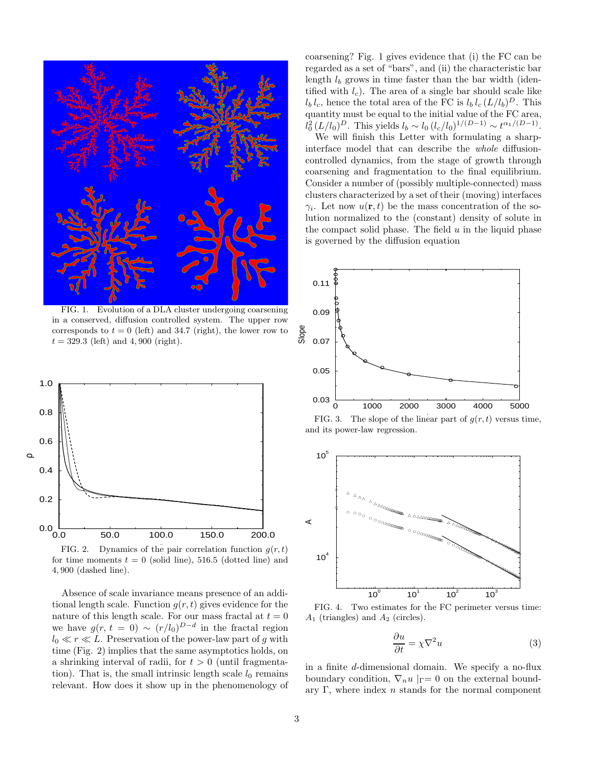FIG. 1. Evolution of a DLA cluster undergoing coarsening in a conserved, diffusion controlled system. The upper row corresponds to $t = 0$ (left) and 34.7 (right), the lower row to $t = 329.3$ (left) and $4,900$ (right).

FIG. 2. Dynamics of the pair correlation function $g(r,t)$ for time moments $t = 0$ (solid line), 516.5 (dotted line) and $4,900$ (dashed line).

Absence of scale invariance means presence of an additional length scale. Function $g(r,t)$ gives evidence for the nature of this length scale. For our mass fractal at $t = 0$ we have $g(r, t = 0) \sim (r/l_0)^{D-d}$ in the fractal region $l_0 \ll r \ll L$. Preservation of the power-law part of $g$ with time (Fig. 2) implies that the same asymptotics holds, on a shrinking interval of radii, for $t > 0$ (until fragmentation). That is, the small intrinsic length scale $l_0$ remains relevant. How does it show up in the phenomenology of coarsening? Fig. 1 gives evidence that (i) the FC can be regarded as a set of "bars", and (ii) the characteristic bar length $l_b$ grows in time faster than the bar width (identified with $l_c$). The area of a single bar should scale like $l_b\, l_c$, hence the total area of the FC is $l_b\, l_c\, (L/l_b)^D$. This quantity must be equal to the initial value of the FC area, $l_0^2\,(L/l_0)^D$. This yields $l_b \sim l_0\,(l_c/l_0)^{1/(D-1)} \sim t^{\alpha_1/(D-1)}$.

We will finish this Letter with formulating a sharp-interface model that can describe the *whole* diffusion-controlled dynamics, from the stage of growth through coarsening and fragmentation to the final equilibrium. Consider a number of (possibly multiple-connected) mass clusters characterized by a set of their (moving) interfaces $\gamma_i$. Let now $u(\mathbf{r},t)$ be the mass concentration of the solution normalized to the (constant) density of solute in the compact solid phase. The field $u$ in the liquid phase is governed by the diffusion equation

FIG. 3. The slope of the linear part of $g(r,t)$ versus time, and its power-law regression.

FIG. 4. Two estimates for the FC perimeter versus time: $A_1$ (triangles) and $A_2$ (circles).

$$\frac{\partial u}{\partial t} = \chi \nabla^2 u \tag{3}$$

in a finite $d$-dimensional domain. We specify a no-flux boundary condition, $\nabla_n u\,|_\Gamma = 0$ on the external boundary $\Gamma$, where index $n$ stands for the normal component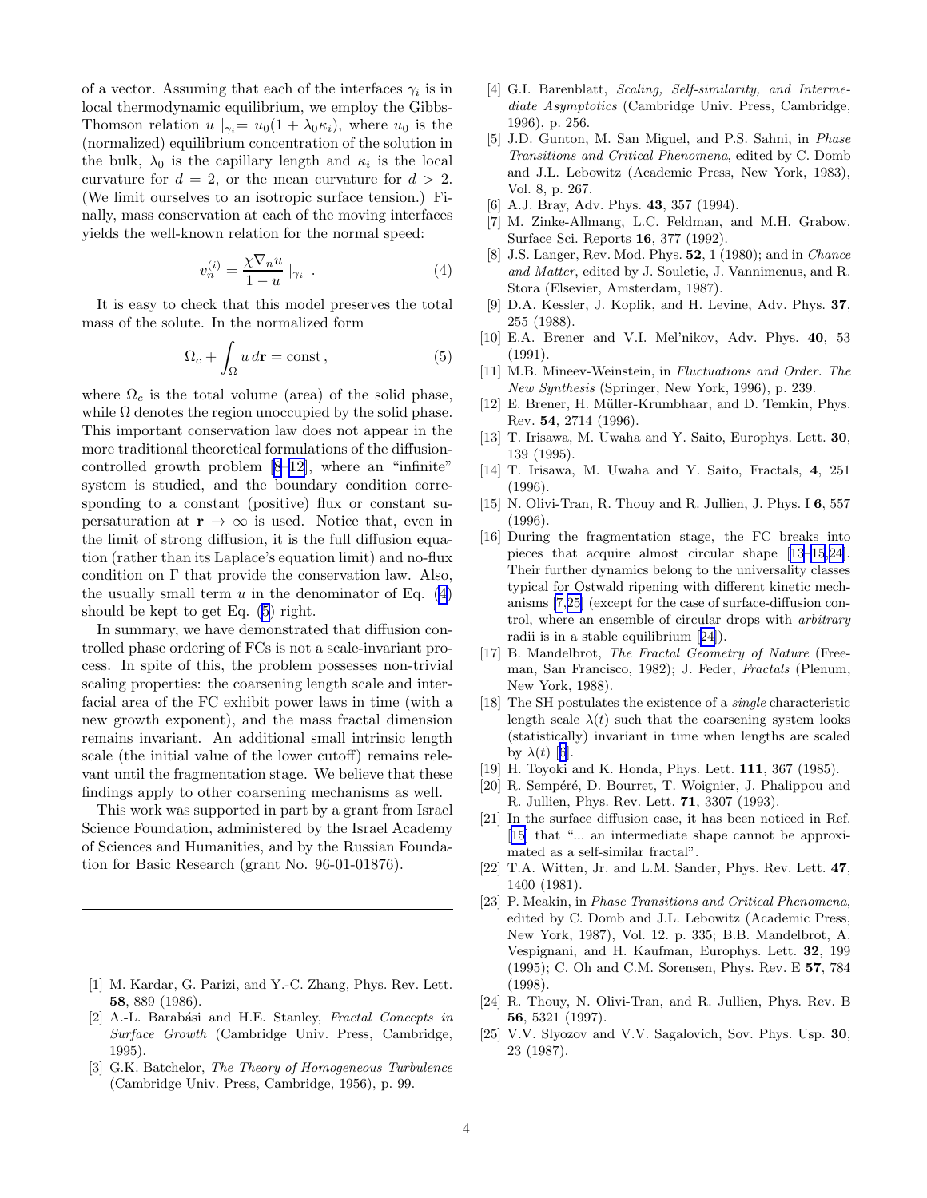of a vector. Assuming that each of the interfaces $\gamma_i$ is in local thermodynamic equilibrium, we employ the Gibbs-Thomson relation $u \mid_{\gamma_i} = u_0(1 + \lambda_0 \kappa_i)$, where $u_0$ is the (normalized) equilibrium concentration of the solution in the bulk, $\lambda_0$ is the capillary length and $\kappa_i$ is the local curvature for $d = 2$, or the mean curvature for $d > 2$. (We limit ourselves to an isotropic surface tension.) Finally, mass conservation at each of the moving interfaces yields the well-known relation for the normal speed:

$$v_n^{(i)} = \frac{\chi \nabla_n u}{1 - u} \mid_{\gamma_i} \, . \tag{4}$$

It is easy to check that this model preserves the total mass of the solute. In the normalized form

$$\Omega_c + \int_\Omega u \, d\mathbf{r} = \text{const}\,, \tag{5}$$

where $\Omega_c$ is the total volume (area) of the solid phase, while $\Omega$ denotes the region unoccupied by the solid phase. This important conservation law does not appear in the more traditional theoretical formulations of the diffusion-controlled growth problem [8–12], where an "infinite" system is studied, and the boundary condition corresponding to a constant (positive) flux or constant supersaturation at $\mathbf{r} \to \infty$ is used. Notice that, even in the limit of strong diffusion, it is the full diffusion equation (rather than its Laplace's equation limit) and no-flux condition on $\Gamma$ that provide the conservation law. Also, the usually small term $u$ in the denominator of Eq. (4) should be kept to get Eq. (5) right.

In summary, we have demonstrated that diffusion controlled phase ordering of FCs is not a scale-invariant process. In spite of this, the problem possesses non-trivial scaling properties: the coarsening length scale and interfacial area of the FC exhibit power laws in time (with a new growth exponent), and the mass fractal dimension remains invariant. An additional small intrinsic length scale (the initial value of the lower cutoff) remains relevant until the fragmentation stage. We believe that these findings apply to other coarsening mechanisms as well.

This work was supported in part by a grant from Israel Science Foundation, administered by the Israel Academy of Sciences and Humanities, and by the Russian Foundation for Basic Research (grant No. 96-01-01876).

---

[1] M. Kardar, G. Parizi, and Y.-C. Zhang, Phys. Rev. Lett. **58**, 889 (1986).

[2] A.-L. Barabási and H.E. Stanley, *Fractal Concepts in Surface Growth* (Cambridge Univ. Press, Cambridge, 1995).

[3] G.K. Batchelor, *The Theory of Homogeneous Turbulence* (Cambridge Univ. Press, Cambridge, 1956), p. 99.

[4] G.I. Barenblatt, *Scaling, Self-similarity, and Intermediate Asymptotics* (Cambridge Univ. Press, Cambridge, 1996), p. 256.

[5] J.D. Gunton, M. San Miguel, and P.S. Sahni, in *Phase Transitions and Critical Phenomena*, edited by C. Domb and J.L. Lebowitz (Academic Press, New York, 1983), Vol. 8, p. 267.

[6] A.J. Bray, Adv. Phys. **43**, 357 (1994).

[7] M. Zinke-Allmang, L.C. Feldman, and M.H. Grabow, Surface Sci. Reports **16**, 377 (1992).

[8] J.S. Langer, Rev. Mod. Phys. **52**, 1 (1980); and in *Chance and Matter*, edited by J. Souletie, J. Vannimenus, and R. Stora (Elsevier, Amsterdam, 1987).

[9] D.A. Kessler, J. Koplik, and H. Levine, Adv. Phys. **37**, 255 (1988).

[10] E.A. Brener and V.I. Mel'nikov, Adv. Phys. **40**, 53 (1991).

[11] M.B. Mineev-Weinstein, in *Fluctuations and Order. The New Synthesis* (Springer, New York, 1996), p. 239.

[12] E. Brener, H. Müller-Krumbhaar, and D. Temkin, Phys. Rev. **54**, 2714 (1996).

[13] T. Irisawa, M. Uwaha and Y. Saito, Europhys. Lett. **30**, 139 (1995).

[14] T. Irisawa, M. Uwaha and Y. Saito, Fractals, **4**, 251 (1996).

[15] N. Olivi-Tran, R. Thouy and R. Jullien, J. Phys. I **6**, 557 (1996).

[16] During the fragmentation stage, the FC breaks into pieces that acquire almost circular shape [13–15,24]. Their further dynamics belong to the universality classes typical for Ostwald ripening with different kinetic mechanisms [7,25] (except for the case of surface-diffusion control, where an ensemble of circular drops with *arbitrary* radii is in a stable equilibrium [24]).

[17] B. Mandelbrot, *The Fractal Geometry of Nature* (Freeman, San Francisco, 1982); J. Feder, *Fractals* (Plenum, New York, 1988).

[18] The SH postulates the existence of a *single* characteristic length scale $\lambda(t)$ such that the coarsening system looks (statistically) invariant in time when lengths are scaled by $\lambda(t)$ [6].

[19] H. Toyoki and K. Honda, Phys. Lett. **111**, 367 (1985).

[20] R. Sempéré, D. Bourret, T. Woignier, J. Phalippou and R. Jullien, Phys. Rev. Lett. **71**, 3307 (1993).

[21] In the surface diffusion case, it has been noticed in Ref. [15] that "... an intermediate shape cannot be approximated as a self-similar fractal".

[22] T.A. Witten, Jr. and L.M. Sander, Phys. Rev. Lett. **47**, 1400 (1981).

[23] P. Meakin, in *Phase Transitions and Critical Phenomena*, edited by C. Domb and J.L. Lebowitz (Academic Press, New York, 1987), Vol. 12. p. 335; B.B. Mandelbrot, A. Vespignani, and H. Kaufman, Europhys. Lett. **32**, 199 (1995); C. Oh and C.M. Sorensen, Phys. Rev. E **57**, 784 (1998).

[24] R. Thouy, N. Olivi-Tran, and R. Jullien, Phys. Rev. B **56**, 5321 (1997).

[25] V.V. Slyozov and V.V. Sagalovich, Sov. Phys. Usp. **30**, 23 (1987).